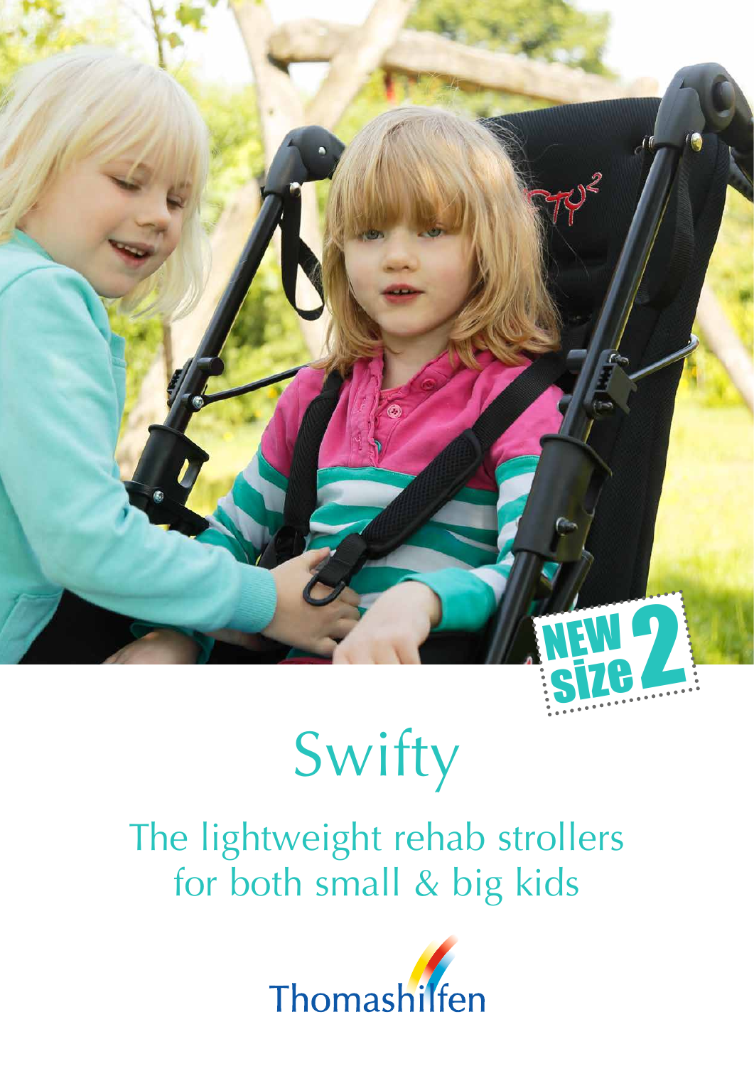NEW size 2

# Swifty

## The lightweight rehab strollers for both small & big kids

Thomashilfen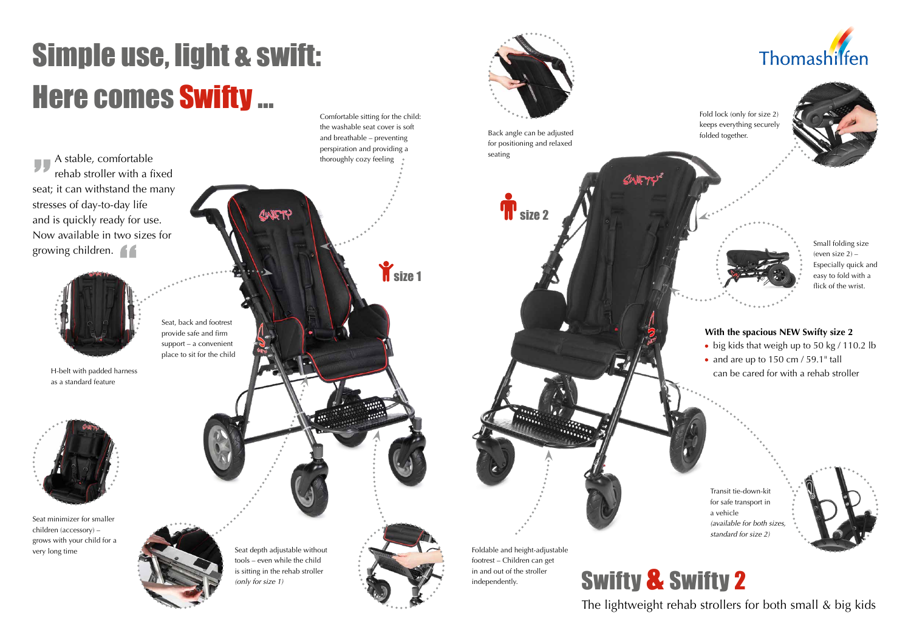# Simple use, light & swift: Here comes Swifty ...

A stable, comfortable rehab stroller with a fixed seat; it can withstand the many stresses of day-to-day life and is quickly ready for use. Now available in two sizes for growing children.

Comfortable sitting for the child: the washable seat cover is soft and breathable – preventing perspiration and providing a thoroughly cozy feeling

Back angle can be adjusted for positioning and relaxed seating

Thomashilfen

Fold lock (only for size 2) keeps everything securely folded together.

size 1

size 2

Small folding size (even size 2) – Especially quick and easy to fold with a flick of the wrist.

H-belt with padded harness as a standard feature

Seat, back and footrest provide safe and firm support – a convenient place to sit for the child

**With the spacious NEW Swifty size 2**

- big kids that weigh up to 50 kg / 110.2 lb
- and are up to 150 cm / 59.1" tall

can be cared for with a rehab stroller

Seat minimizer for smaller children (accessory) – grows with your child for a very long time

Seat depth adjustable without tools – even while the child is sitting in the rehab stroller *(only for size 1)*

Foldable and height-adjustable footrest – Children can get in and out of the stroller independently.

Transit tie-down-kit for safe transport in a vehicle *(available for both sizes, standard for size 2)*

## Swifty & Swifty 2

The lightweight rehab strollers for both small & big kids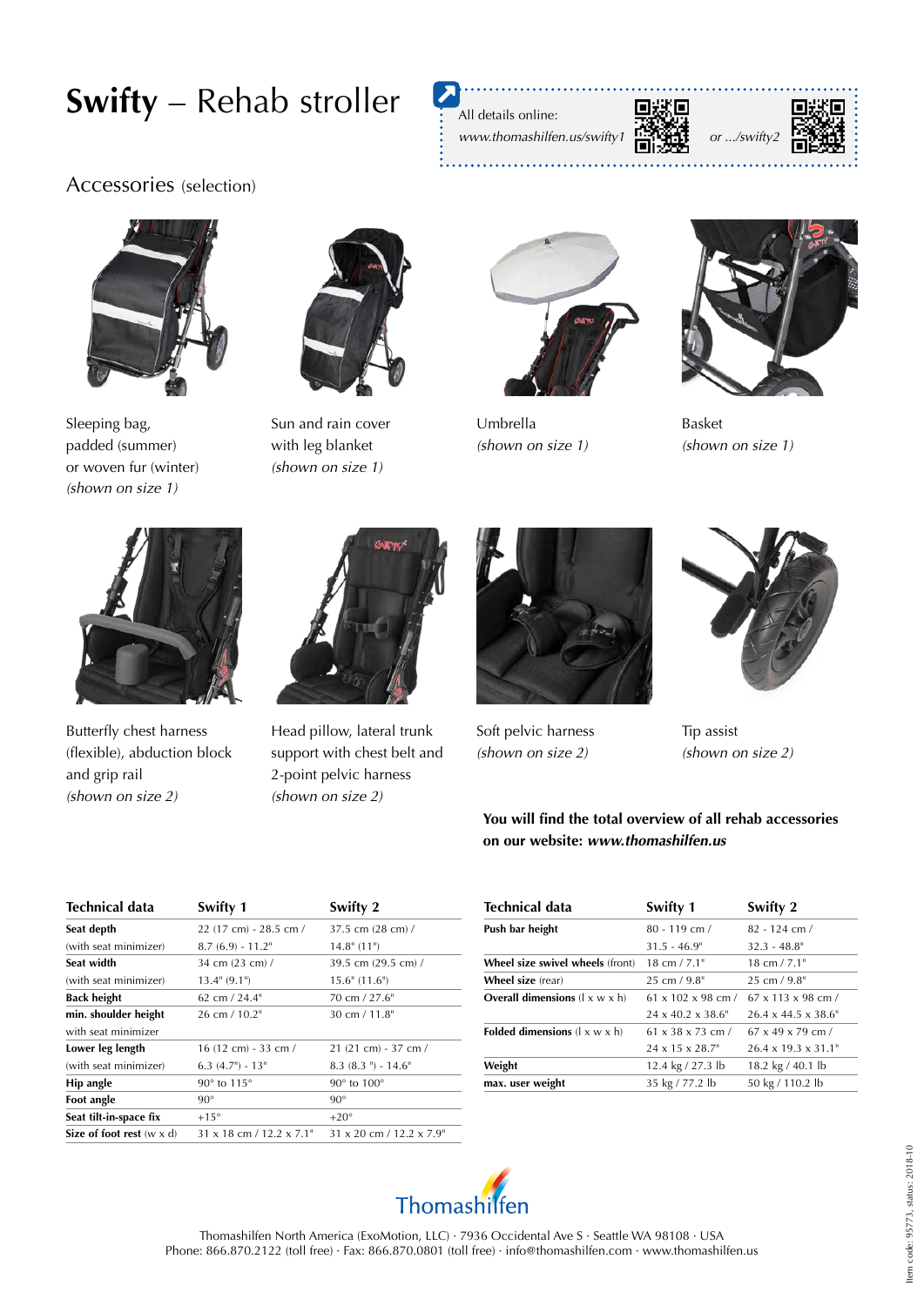# **Swifty** – Rehab stroller

All details online:
*www.thomashilfen.us/swifty1* or *.../swifty2*

## Accessories (selection)

Sleeping bag, padded (summer) or woven fur (winter)
*(shown on size 1)*

Sun and rain cover with leg blanket
*(shown on size 1)*

Umbrella
*(shown on size 1)*

Basket
*(shown on size 1)*

Butterfly chest harness (flexible), abduction block and grip rail
*(shown on size 2)*

Head pillow, lateral trunk support with chest belt and 2-point pelvic harness
*(shown on size 2)*

Soft pelvic harness
*(shown on size 2)*

Tip assist
*(shown on size 2)*

**You will find the total overview of all rehab accessories on our website: *www.thomashilfen.us***

| Technical data | Swifty 1 | Swifty 2 |
|---|---|---|
| **Seat depth** (with seat minimizer) | 22 (17 cm) - 28.5 cm / 8.7 (6.9) - 11.2" | 37.5 cm (28 cm) / 14.8" (11") |
| **Seat width** (with seat minimizer) | 34 cm (23 cm) / 13.4" (9.1") | 39.5 cm (29.5 cm) / 15.6" (11.6") |
| **Back height** | 62 cm / 24.4" | 70 cm / 27.6" |
| **min. shoulder height** with seat minimizer | 26 cm / 10.2" | 30 cm / 11.8" |
| **Lower leg length** (with seat minimizer) | 16 (12 cm) - 33 cm / 6.3 (4.7") - 13" | 21 (21 cm) - 37 cm / 8.3 (8.3 ") - 14.6" |
| **Hip angle** | 90° to 115° | 90° to 100° |
| **Foot angle** | 90° | 90° |
| **Seat tilt-in-space fix** | +15° | +20° |
| **Size of foot rest** (w x d) | 31 x 18 cm / 12.2 x 7.1" | 31 x 20 cm / 12.2 x 7.9" |

| Technical data | Swifty 1 | Swifty 2 |
|---|---|---|
| **Push bar height** | 80 - 119 cm / 31.5 - 46.9" | 82 - 124 cm / 32.3 - 48.8" |
| **Wheel size swivel wheels** (front) | 18 cm / 7.1" | 18 cm / 7.1" |
| **Wheel size** (rear) | 25 cm / 9.8" | 25 cm / 9.8" |
| **Overall dimensions** (l x w x h) | 61 x 102 x 98 cm / 24 x 40.2 x 38.6" | 67 x 113 x 98 cm / 26.4 x 44.5 x 38.6" |
| **Folded dimensions** (l x w x h) | 61 x 38 x 73 cm / 24 x 15 x 28.7" | 67 x 49 x 79 cm / 26.4 x 19.3 x 31.1" |
| **Weight** | 12.4 kg / 27.3 lb | 18.2 kg / 40.1 lb |
| **max. user weight** | 35 kg / 77.2 lb | 50 kg / 110.2 lb |

Thomashilfen

Thomashilfen North America (ExoMotion, LLC) · 7936 Occidental Ave S · Seattle WA 98108 · USA
Phone: 866.870.2122 (toll free) · Fax: 866.870.0801 (toll free) · info@thomashilfen.com · www.thomashilfen.us

Item code: 95773, status: 2018-10